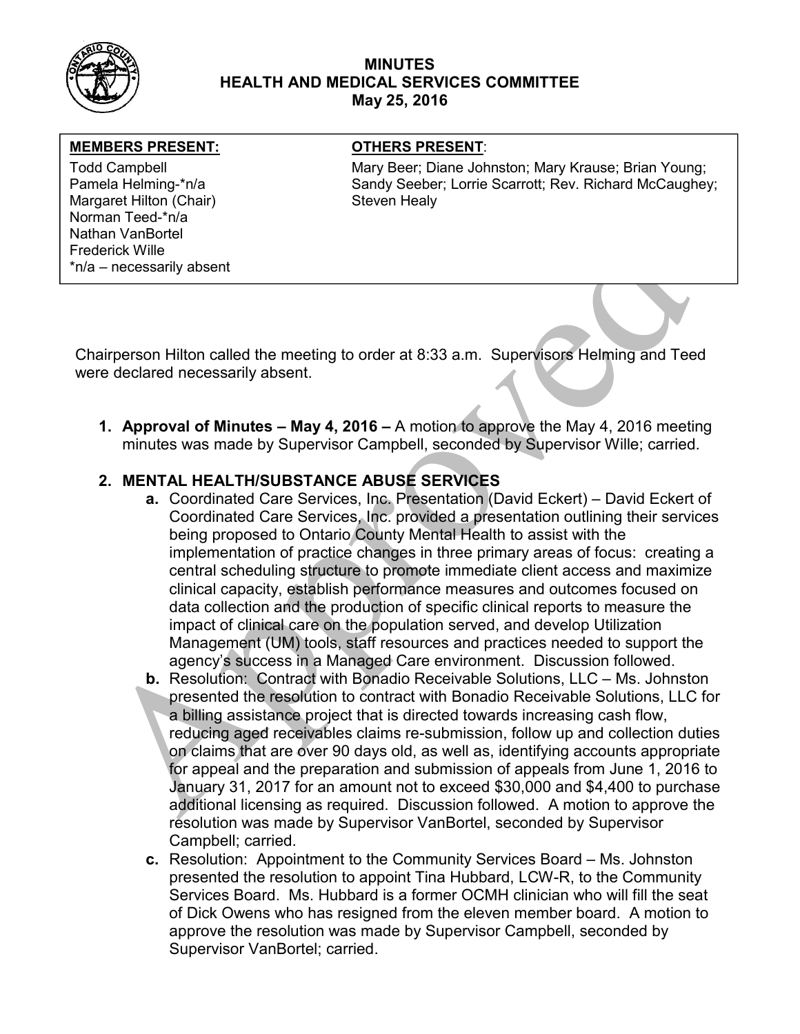# MINUTES
## HEALTH AND MEDICAL SERVICES COMMITTEE
### May 25, 2016

| MEMBERS PRESENT: | OTHERS PRESENT: |
|---|---|
| Todd Campbell<br>Pamela Helming-*n/a<br>Margaret Hilton (Chair)<br>Norman Teed-*n/a<br>Nathan VanBortel<br>Frederick Wille<br>*n/a – necessarily absent | Mary Beer; Diane Johnston; Mary Krause; Brian Young; Sandy Seeber; Lorrie Scarrott; Rev. Richard McCaughey; Steven Healy |

Chairperson Hilton called the meeting to order at 8:33 a.m. Supervisors Helming and Teed were declared necessarily absent.

1. **Approval of Minutes – May 4, 2016 –** A motion to approve the May 4, 2016 meeting minutes was made by Supervisor Campbell, seconded by Supervisor Wille; carried.

2. **MENTAL HEALTH/SUBSTANCE ABUSE SERVICES**
   - **a.** Coordinated Care Services, Inc. Presentation (David Eckert) – David Eckert of Coordinated Care Services, Inc. provided a presentation outlining their services being proposed to Ontario County Mental Health to assist with the implementation of practice changes in three primary areas of focus: creating a central scheduling structure to promote immediate client access and maximize clinical capacity, establish performance measures and outcomes focused on data collection and the production of specific clinical reports to measure the impact of clinical care on the population served, and develop Utilization Management (UM) tools, staff resources and practices needed to support the agency's success in a Managed Care environment. Discussion followed.
   - **b.** Resolution: Contract with Bonadio Receivable Solutions, LLC – Ms. Johnston presented the resolution to contract with Bonadio Receivable Solutions, LLC for a billing assistance project that is directed towards increasing cash flow, reducing aged receivables claims re-submission, follow up and collection duties on claims that are over 90 days old, as well as, identifying accounts appropriate for appeal and the preparation and submission of appeals from June 1, 2016 to January 31, 2017 for an amount not to exceed $30,000 and $4,400 to purchase additional licensing as required. Discussion followed. A motion to approve the resolution was made by Supervisor VanBortel, seconded by Supervisor Campbell; carried.
   - **c.** Resolution: Appointment to the Community Services Board – Ms. Johnston presented the resolution to appoint Tina Hubbard, LCW-R, to the Community Services Board. Ms. Hubbard is a former OCMH clinician who will fill the seat of Dick Owens who has resigned from the eleven member board. A motion to approve the resolution was made by Supervisor Campbell, seconded by Supervisor VanBortel; carried.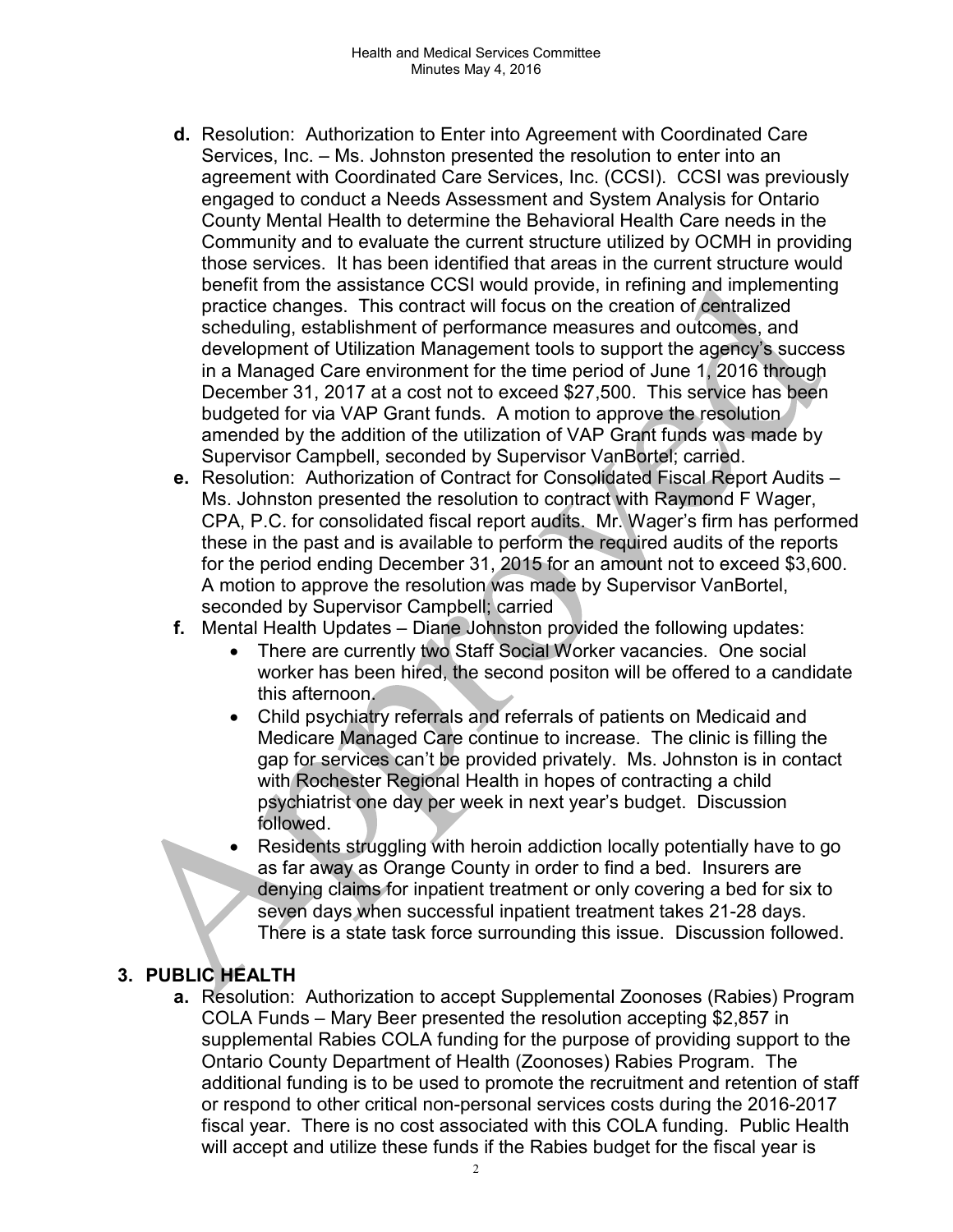d. Resolution: Authorization to Enter into Agreement with Coordinated Care Services, Inc. – Ms. Johnston presented the resolution to enter into an agreement with Coordinated Care Services, Inc. (CCSI). CCSI was previously engaged to conduct a Needs Assessment and System Analysis for Ontario County Mental Health to determine the Behavioral Health Care needs in the Community and to evaluate the current structure utilized by OCMH in providing those services. It has been identified that areas in the current structure would benefit from the assistance CCSI would provide, in refining and implementing practice changes. This contract will focus on the creation of centralized scheduling, establishment of performance measures and outcomes, and development of Utilization Management tools to support the agency's success in a Managed Care environment for the time period of June 1, 2016 through December 31, 2017 at a cost not to exceed $27,500. This service has been budgeted for via VAP Grant funds. A motion to approve the resolution amended by the addition of the utilization of VAP Grant funds was made by Supervisor Campbell, seconded by Supervisor VanBortel; carried.

e. Resolution: Authorization of Contract for Consolidated Fiscal Report Audits – Ms. Johnston presented the resolution to contract with Raymond F Wager, CPA, P.C. for consolidated fiscal report audits. Mr. Wager's firm has performed these in the past and is available to perform the required audits of the reports for the period ending December 31, 2015 for an amount not to exceed $3,600. A motion to approve the resolution was made by Supervisor VanBortel, seconded by Supervisor Campbell; carried

f. Mental Health Updates – Diane Johnston provided the following updates:
   - There are currently two Staff Social Worker vacancies. One social worker has been hired, the second positon will be offered to a candidate this afternoon.
   - Child psychiatry referrals and referrals of patients on Medicaid and Medicare Managed Care continue to increase. The clinic is filling the gap for services can't be provided privately. Ms. Johnston is in contact with Rochester Regional Health in hopes of contracting a child psychiatrist one day per week in next year's budget. Discussion followed.
   - Residents struggling with heroin addiction locally potentially have to go as far away as Orange County in order to find a bed. Insurers are denying claims for inpatient treatment or only covering a bed for six to seven days when successful inpatient treatment takes 21-28 days. There is a state task force surrounding this issue. Discussion followed.

## 3. PUBLIC HEALTH

a. Resolution: Authorization to accept Supplemental Zoonoses (Rabies) Program COLA Funds – Mary Beer presented the resolution accepting $2,857 in supplemental Rabies COLA funding for the purpose of providing support to the Ontario County Department of Health (Zoonoses) Rabies Program. The additional funding is to be used to promote the recruitment and retention of staff or respond to other critical non-personal services costs during the 2016-2017 fiscal year. There is no cost associated with this COLA funding. Public Health will accept and utilize these funds if the Rabies budget for the fiscal year is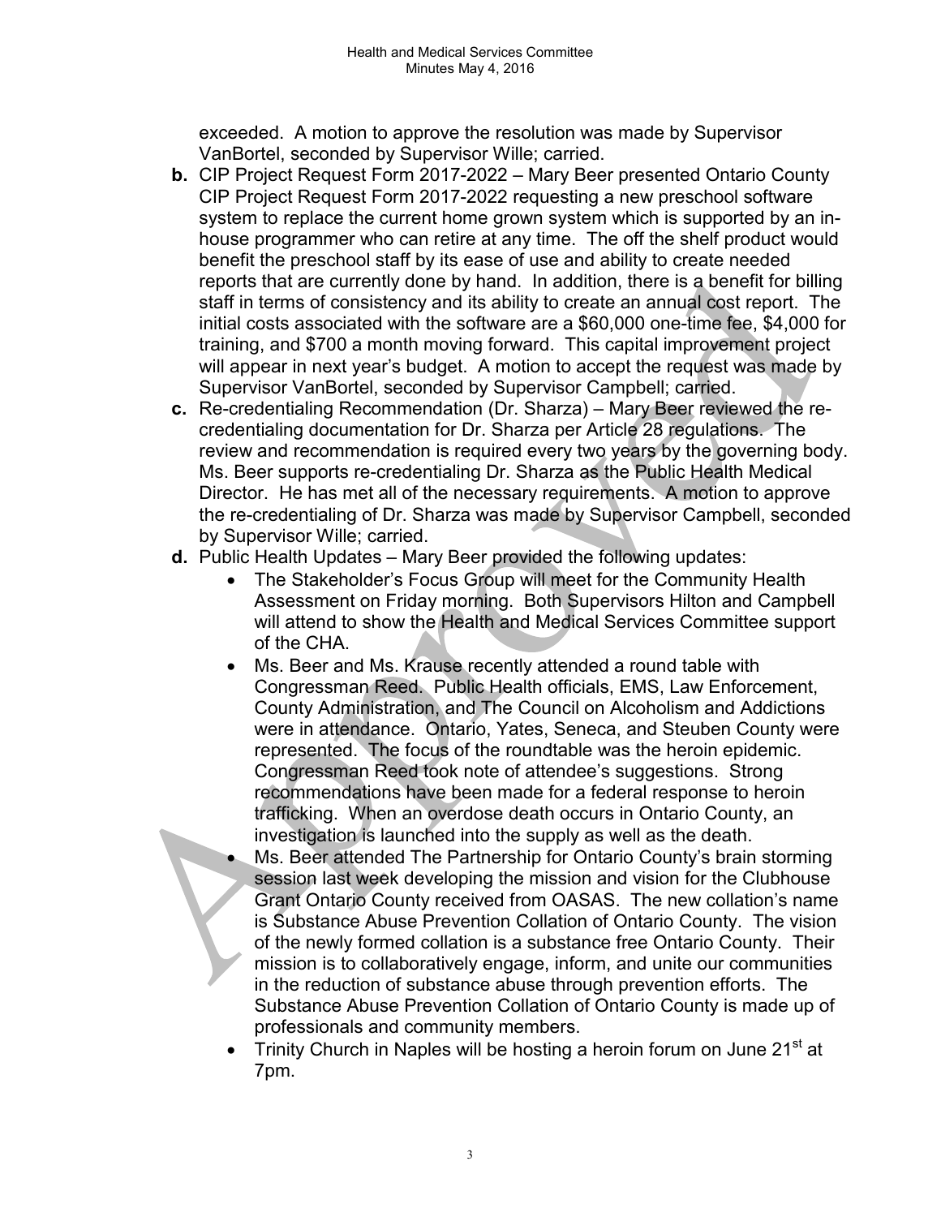exceeded. A motion to approve the resolution was made by Supervisor VanBortel, seconded by Supervisor Wille; carried.

**b.** CIP Project Request Form 2017-2022 – Mary Beer presented Ontario County CIP Project Request Form 2017-2022 requesting a new preschool software system to replace the current home grown system which is supported by an in-house programmer who can retire at any time. The off the shelf product would benefit the preschool staff by its ease of use and ability to create needed reports that are currently done by hand. In addition, there is a benefit for billing staff in terms of consistency and its ability to create an annual cost report. The initial costs associated with the software are a $60,000 one-time fee, $4,000 for training, and $700 a month moving forward. This capital improvement project will appear in next year's budget. A motion to accept the request was made by Supervisor VanBortel, seconded by Supervisor Campbell; carried.

**c.** Re-credentialing Recommendation (Dr. Sharza) – Mary Beer reviewed the re-credentialing documentation for Dr. Sharza per Article 28 regulations. The review and recommendation is required every two years by the governing body. Ms. Beer supports re-credentialing Dr. Sharza as the Public Health Medical Director. He has met all of the necessary requirements. A motion to approve the re-credentialing of Dr. Sharza was made by Supervisor Campbell, seconded by Supervisor Wille; carried.

**d.** Public Health Updates – Mary Beer provided the following updates:

- The Stakeholder's Focus Group will meet for the Community Health Assessment on Friday morning. Both Supervisors Hilton and Campbell will attend to show the Health and Medical Services Committee support of the CHA.
- Ms. Beer and Ms. Krause recently attended a round table with Congressman Reed. Public Health officials, EMS, Law Enforcement, County Administration, and The Council on Alcoholism and Addictions were in attendance. Ontario, Yates, Seneca, and Steuben County were represented. The focus of the roundtable was the heroin epidemic. Congressman Reed took note of attendee's suggestions. Strong recommendations have been made for a federal response to heroin trafficking. When an overdose death occurs in Ontario County, an investigation is launched into the supply as well as the death.
- Ms. Beer attended The Partnership for Ontario County's brain storming session last week developing the mission and vision for the Clubhouse Grant Ontario County received from OASAS. The new collation's name is Substance Abuse Prevention Collation of Ontario County. The vision of the newly formed collation is a substance free Ontario County. Their mission is to collaboratively engage, inform, and unite our communities in the reduction of substance abuse through prevention efforts. The Substance Abuse Prevention Collation of Ontario County is made up of professionals and community members.
- Trinity Church in Naples will be hosting a heroin forum on June 21st at 7pm.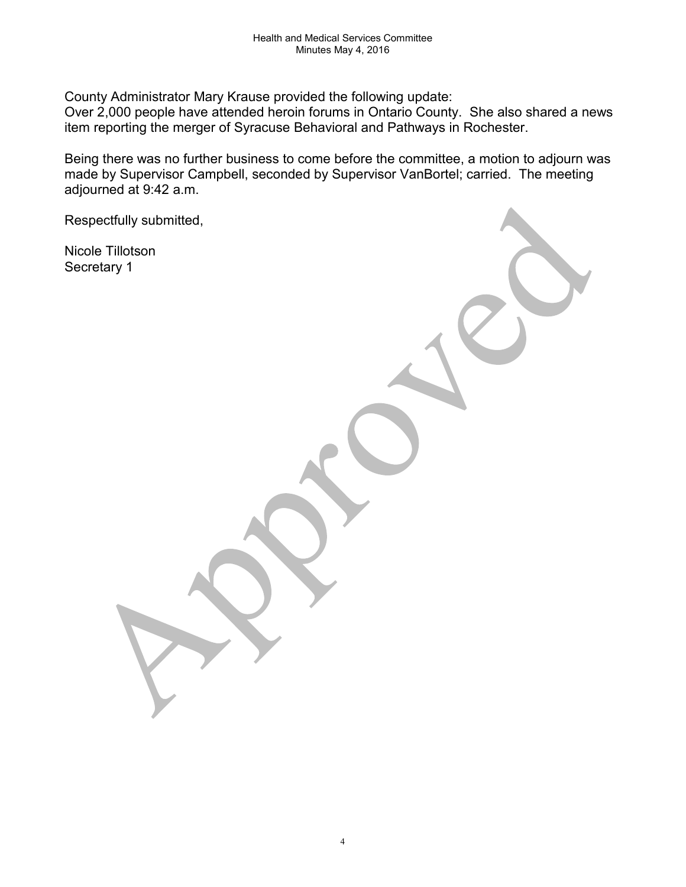County Administrator Mary Krause provided the following update:
Over 2,000 people have attended heroin forums in Ontario County. She also shared a news item reporting the merger of Syracuse Behavioral and Pathways in Rochester.

Being there was no further business to come before the committee, a motion to adjourn was made by Supervisor Campbell, seconded by Supervisor VanBortel; carried. The meeting adjourned at 9:42 a.m.

Respectfully submitted,

Nicole Tillotson
Secretary 1